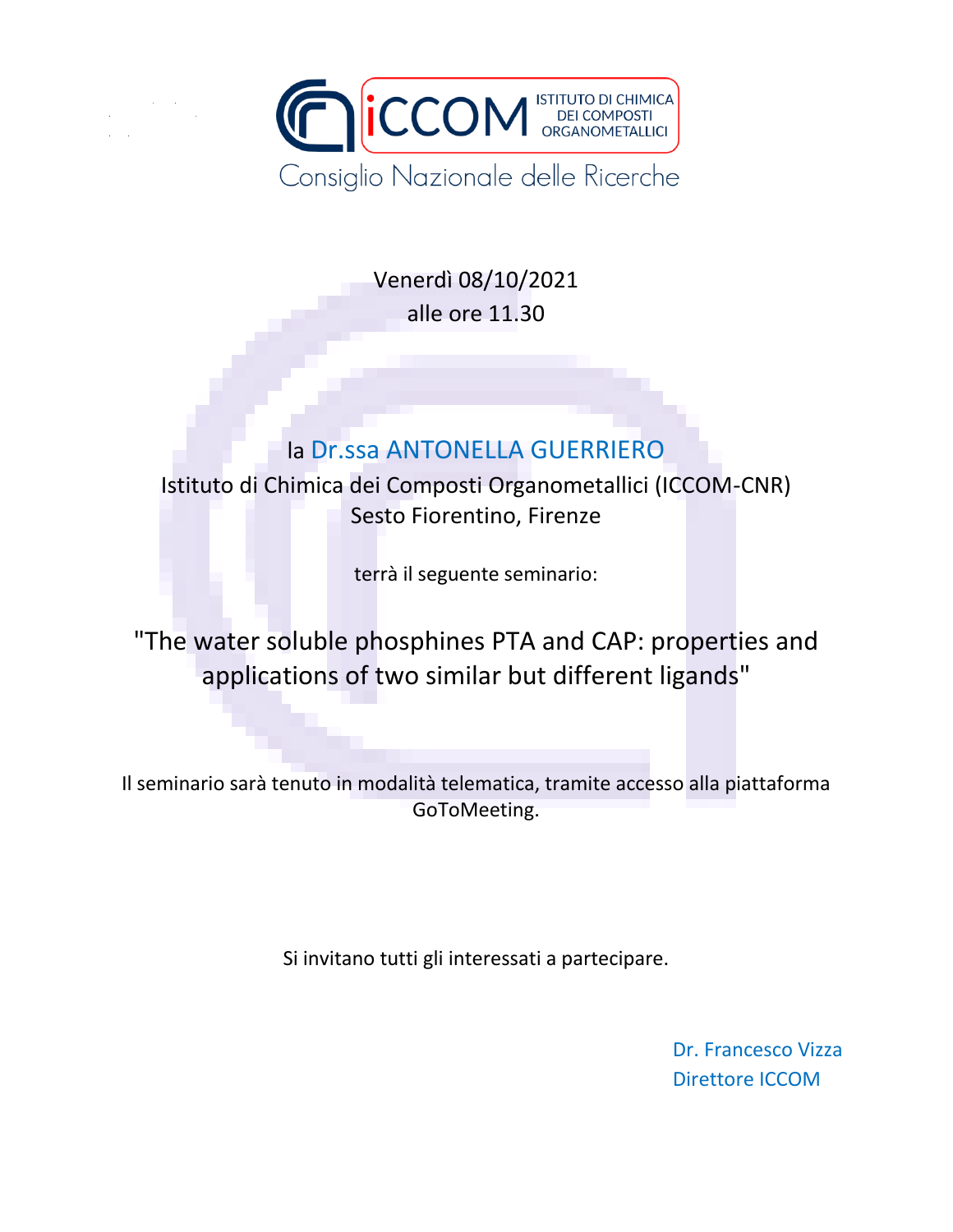iCCOM ISTITUTO DI CHIMICA DEI COMPOSTI ORGANOMETALLICI

Consiglio Nazionale delle Ricerche

Venerdì 08/10/2021

alle ore 11.30

la Dr.ssa ANTONELLA GUERRIERO

Istituto di Chimica dei Composti Organometallici (ICCOM-CNR)

Sesto Fiorentino, Firenze

terrà il seguente seminario:

"The water soluble phosphines PTA and CAP: properties and applications of two similar but different ligands"

Il seminario sarà tenuto in modalità telematica, tramite accesso alla piattaforma GoToMeeting.

Si invitano tutti gli interessati a partecipare.

Dr. Francesco Vizza

Direttore ICCOM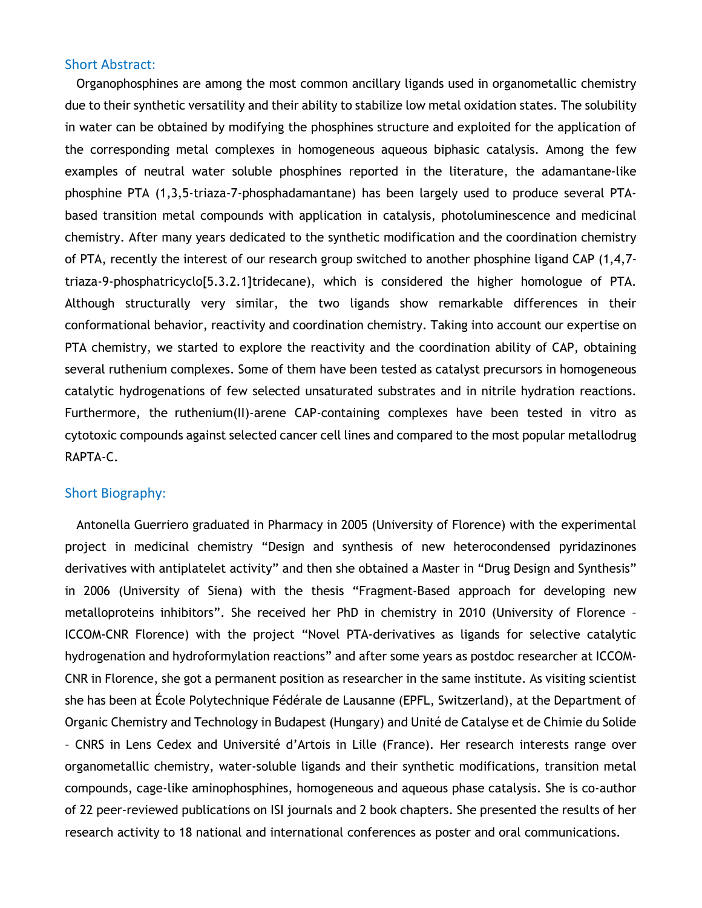## Short Abstract:

Organophosphines are among the most common ancillary ligands used in organometallic chemistry due to their synthetic versatility and their ability to stabilize low metal oxidation states. The solubility in water can be obtained by modifying the phosphines structure and exploited for the application of the corresponding metal complexes in homogeneous aqueous biphasic catalysis. Among the few examples of neutral water soluble phosphines reported in the literature, the adamantane-like phosphine PTA (1,3,5-triaza-7-phosphadamantane) has been largely used to produce several PTA-based transition metal compounds with application in catalysis, photoluminescence and medicinal chemistry. After many years dedicated to the synthetic modification and the coordination chemistry of PTA, recently the interest of our research group switched to another phosphine ligand CAP (1,4,7-triaza-9-phosphatricyclo[5.3.2.1]tridecane), which is considered the higher homologue of PTA. Although structurally very similar, the two ligands show remarkable differences in their conformational behavior, reactivity and coordination chemistry. Taking into account our expertise on PTA chemistry, we started to explore the reactivity and the coordination ability of CAP, obtaining several ruthenium complexes. Some of them have been tested as catalyst precursors in homogeneous catalytic hydrogenations of few selected unsaturated substrates and in nitrile hydration reactions. Furthermore, the ruthenium(II)-arene CAP-containing complexes have been tested in vitro as cytotoxic compounds against selected cancer cell lines and compared to the most popular metallodrug RAPTA-C.

## Short Biography:

Antonella Guerriero graduated in Pharmacy in 2005 (University of Florence) with the experimental project in medicinal chemistry “Design and synthesis of new heterocondensed pyridazinones derivatives with antiplatelet activity” and then she obtained a Master in “Drug Design and Synthesis” in 2006 (University of Siena) with the thesis “Fragment-Based approach for developing new metalloproteins inhibitors”. She received her PhD in chemistry in 2010 (University of Florence – ICCOM-CNR Florence) with the project “Novel PTA-derivatives as ligands for selective catalytic hydrogenation and hydroformylation reactions” and after some years as postdoc researcher at ICCOM-CNR in Florence, she got a permanent position as researcher in the same institute. As visiting scientist she has been at École Polytechnique Fédérale de Lausanne (EPFL, Switzerland), at the Department of Organic Chemistry and Technology in Budapest (Hungary) and Unité de Catalyse et de Chimie du Solide – CNRS in Lens Cedex and Université d’Artois in Lille (France). Her research interests range over organometallic chemistry, water-soluble ligands and their synthetic modifications, transition metal compounds, cage-like aminophosphines, homogeneous and aqueous phase catalysis. She is co-author of 22 peer-reviewed publications on ISI journals and 2 book chapters. She presented the results of her research activity to 18 national and international conferences as poster and oral communications.